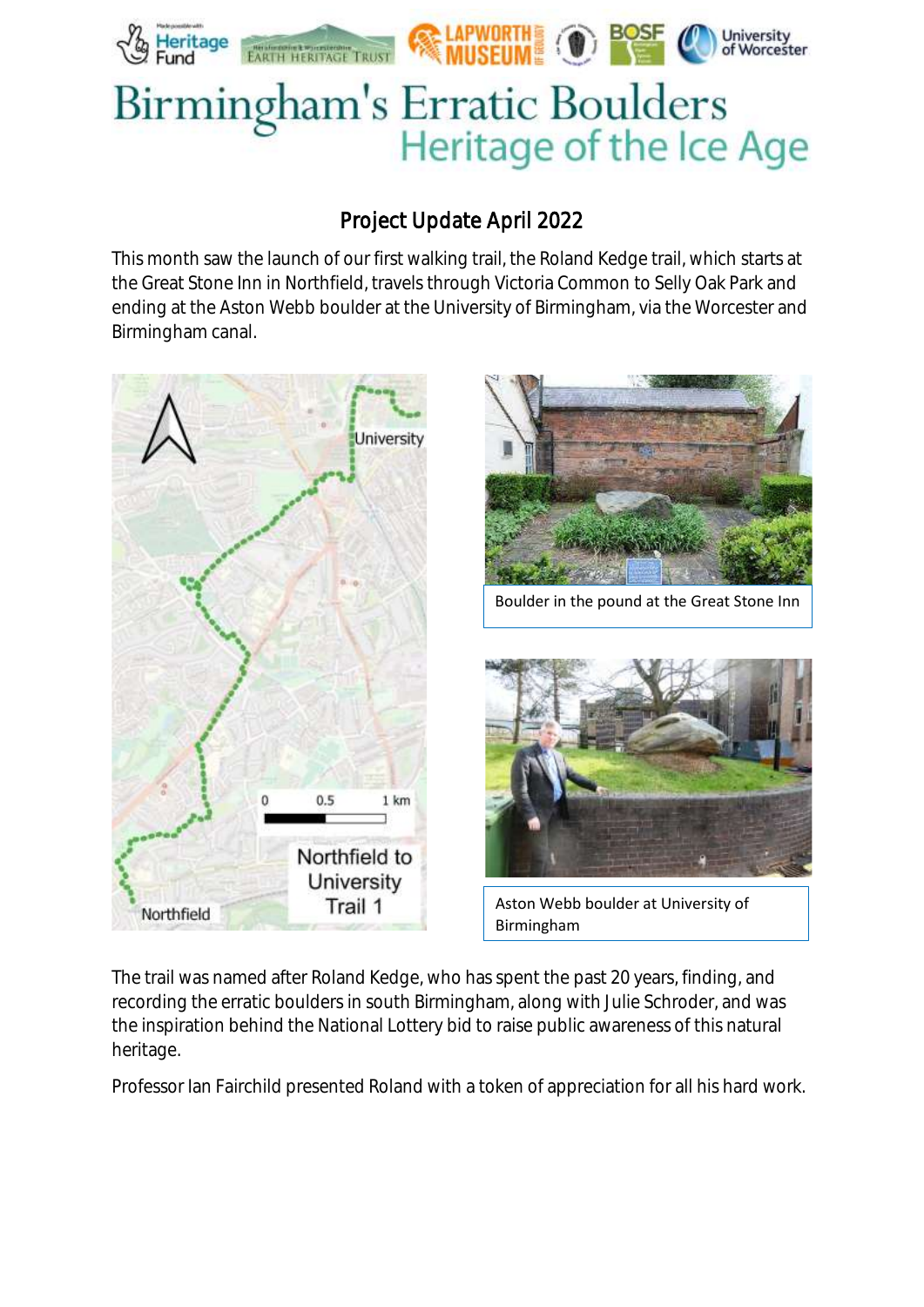# Birmingham's Erratic Boulders

## Heritage of the Ice Age

### Project Update April 2022

This month saw the launch of our first walking trail, the Roland Kedge trail, which starts at the Great Stone Inn in Northfield, travels through Victoria Common to Selly Oak Park and ending at the Aston Webb boulder at the University of Birmingham, via the Worcester and Birmingham canal.

Northfield to University Trail 1

Boulder in the pound at the Great Stone Inn

Aston Webb boulder at University of Birmingham

The trail was named after Roland Kedge, who has spent the past 20 years, finding, and recording the erratic boulders in south Birmingham, along with Julie Schroder, and was the inspiration behind the National Lottery bid to raise public awareness of this natural heritage.

Professor Ian Fairchild presented Roland with a token of appreciation for all his hard work.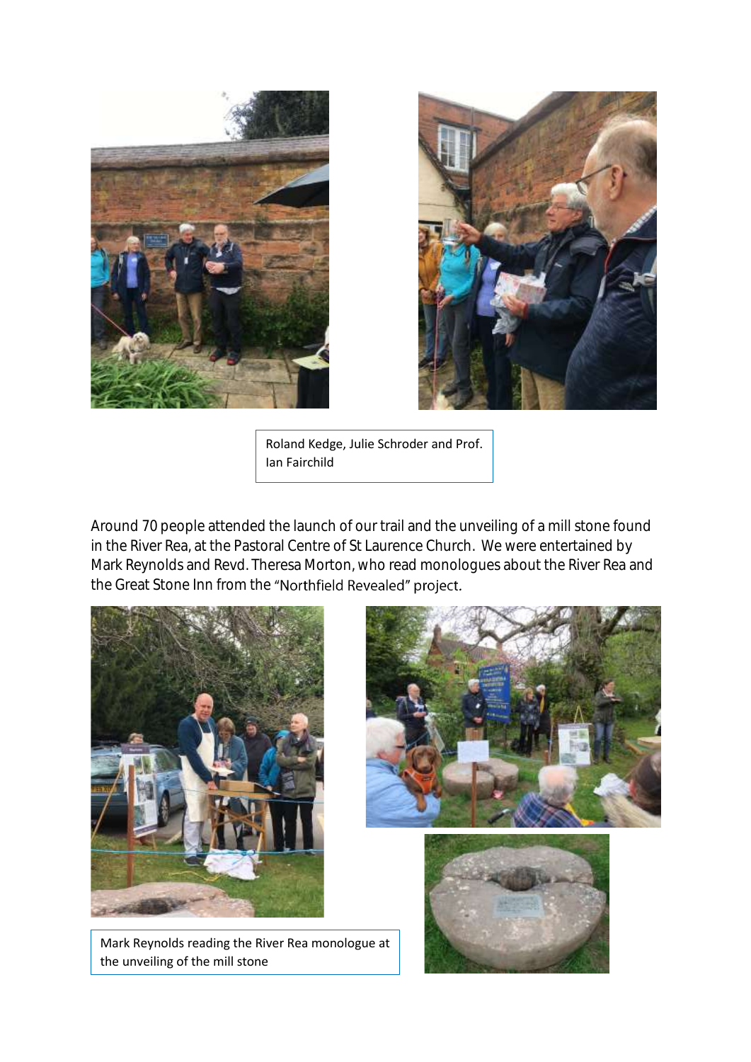Roland Kedge, Julie Schroder and Prof. Ian Fairchild

Around 70 people attended the launch of our trail and the unveiling of a mill stone found in the River Rea, at the Pastoral Centre of St Laurence Church. We were entertained by Mark Reynolds and Revd. Theresa Morton, who read monologues about the River Rea and the Great Stone Inn from the "Northfield Revealed" project.

Mark Reynolds reading the River Rea monologue at the unveiling of the mill stone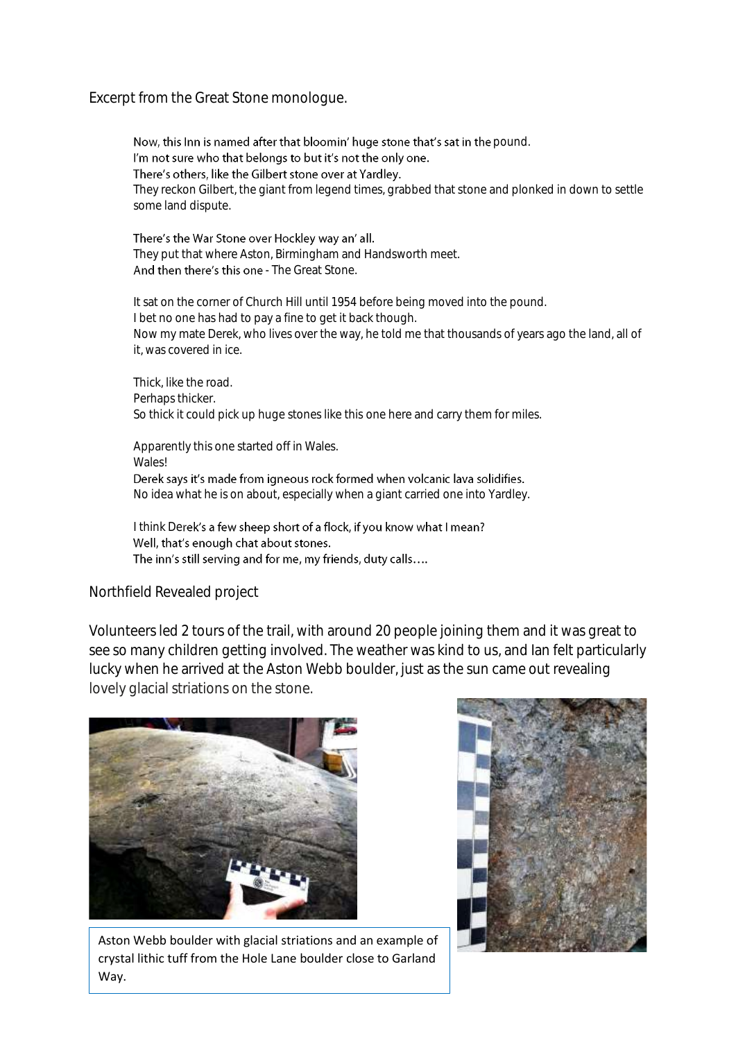Excerpt from the Great Stone monologue.

> Now, this Inn is named after that bloomin' huge stone that's sat in the pound.
> I'm not sure who that belongs to but it's not the only one.
> There's others, like the Gilbert stone over at Yardley.
> They reckon Gilbert, the giant from legend times, grabbed that stone and plonked in down to settle some land dispute.
>
> There's the War Stone over Hockley way an' all.
> They put that where Aston, Birmingham and Handsworth meet.
> And then there's this one - The Great Stone.
>
> It sat on the corner of Church Hill until 1954 before being moved into the pound.
> I bet no one has had to pay a fine to get it back though.
> Now my mate Derek, who lives over the way, he told me that thousands of years ago the land, all of it, was covered in ice.
>
> Thick, like the road.
> Perhaps thicker.
> So thick it could pick up huge stones like this one here and carry them for miles.
>
> Apparently this one started off in Wales.
> Wales!
> Derek says it's made from igneous rock formed when volcanic lava solidifies.
> No idea what he is on about, especially when a giant carried one into Yardley.
>
> I think Derek's a few sheep short of a flock, if you know what I mean?
> Well, that's enough chat about stones.
> The inn's still serving and for me, my friends, duty calls….

Northfield Revealed project

Volunteers led 2 tours of the trail, with around 20 people joining them and it was great to see so many children getting involved. The weather was kind to us, and Ian felt particularly lucky when he arrived at the Aston Webb boulder, just as the sun came out revealing lovely glacial striations on the stone.

Aston Webb boulder with glacial striations and an example of crystal lithic tuff from the Hole Lane boulder close to Garland Way.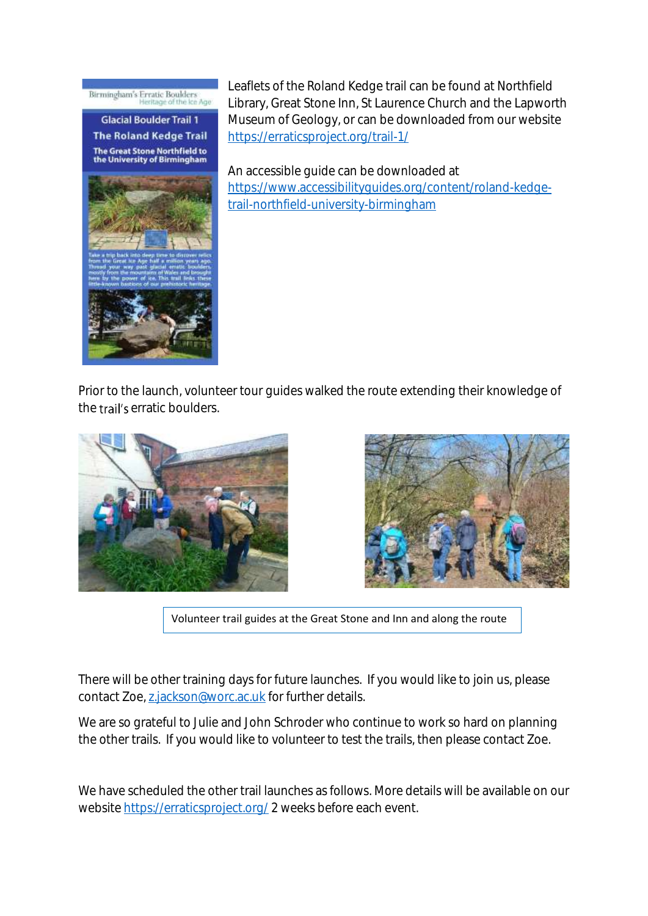Leaflets of the Roland Kedge trail can be found at Northfield Library, Great Stone Inn, St Laurence Church and the Lapworth Museum of Geology, or can be downloaded from our website https://erraticsproject.org/trail-1/

An accessible guide can be downloaded at https://www.accessibilityguides.org/content/roland-kedge-trail-northfield-university-birmingham

Prior to the launch, volunteer tour guides walked the route extending their knowledge of the trail's erratic boulders.

Volunteer trail guides at the Great Stone and Inn and along the route

There will be other training days for future launches. If you would like to join us, please contact Zoe, z.jackson@worc.ac.uk for further details.

We are so grateful to Julie and John Schroder who continue to work so hard on planning the other trails. If you would like to volunteer to test the trails, then please contact Zoe.

We have scheduled the other trail launches as follows. More details will be available on our website https://erraticsproject.org/ 2 weeks before each event.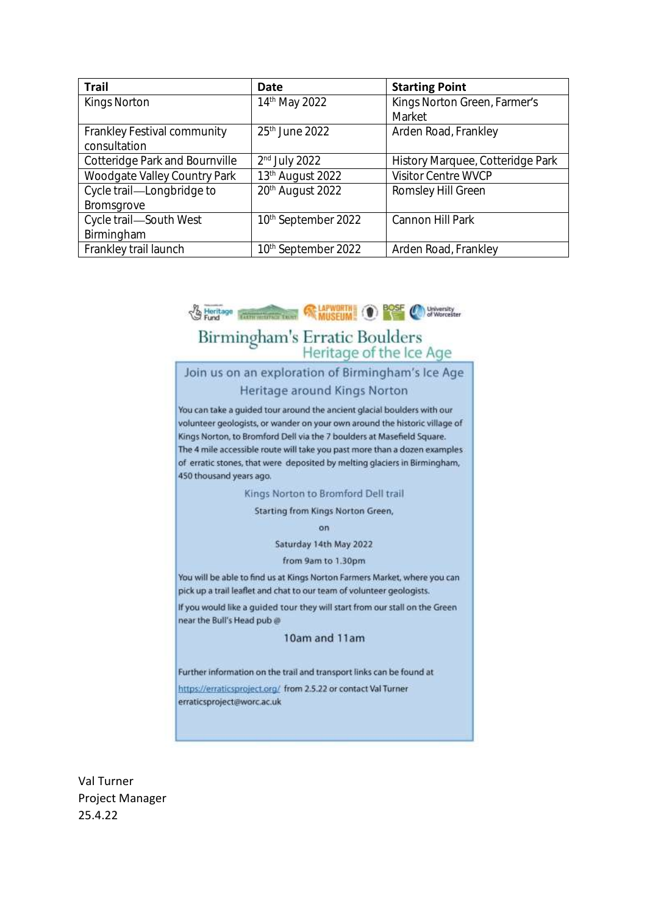| Trail | Date | Starting Point |
|---|---|---|
| Kings Norton | 14th May 2022 | Kings Norton Green, Farmer's Market |
| Frankley Festival community consultation | 25th June 2022 | Arden Road, Frankley |
| Cotteridge Park and Bournville | 2nd July 2022 | History Marquee, Cotteridge Park |
| Woodgate Valley Country Park | 13th August 2022 | Visitor Centre WVCP |
| Cycle trail—Longbridge to Bromsgrove | 20th August 2022 | Romsley Hill Green |
| Cycle trail—South West Birmingham | 10th September 2022 | Cannon Hill Park |
| Frankley trail launch | 10th September 2022 | Arden Road, Frankley |

# Birmingham's Erratic Boulders
## Heritage of the Ice Age

### Join us on an exploration of Birmingham's Ice Age Heritage around Kings Norton

You can take a guided tour around the ancient glacial boulders with our volunteer geologists, or wander on your own around the historic village of Kings Norton, to Bromford Dell via the 7 boulders at Masefield Square. The 4 mile accessible route will take you past more than a dozen examples of erratic stones, that were deposited by melting glaciers in Birmingham, 450 thousand years ago.

Kings Norton to Bromford Dell trail

Starting from Kings Norton Green,

on

Saturday 14th May 2022

from 9am to 1.30pm

You will be able to find us at Kings Norton Farmers Market, where you can pick up a trail leaflet and chat to our team of volunteer geologists.

If you would like a guided tour they will start from our stall on the Green near the Bull's Head pub @

10am and 11am

Further information on the trail and transport links can be found at https://erraticsproject.org/ from 2.5.22 or contact Val Turner erraticsproject@worc.ac.uk

Val Turner
Project Manager
25.4.22